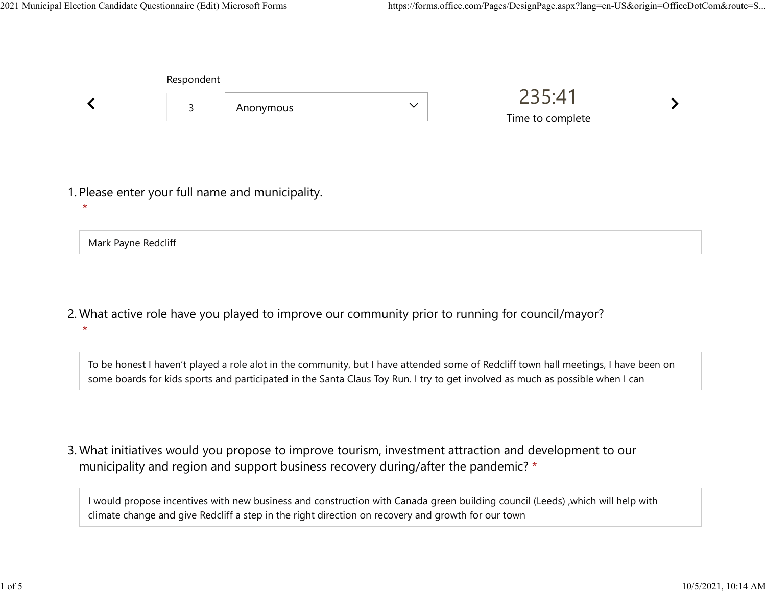Respondent

3 | Anonymous

235:41

Time to complete

1. Please enter your full name and municipality. *

Mark Payne Redcliff

2. What active role have you played to improve our community prior to running for council/mayor? *

To be honest I haven't played a role alot in the community, but I have attended some of Redcliff town hall meetings, I have been on some boards for kids sports and participated in the Santa Claus Toy Run. I try to get involved as much as possible when I can

3. What initiatives would you propose to improve tourism, investment attraction and development to our municipality and region and support business recovery during/after the pandemic? *

I would propose incentives with new business and construction with Canada green building council (Leeds) ,which will help with climate change and give Redcliff a step in the right direction on recovery and growth for our town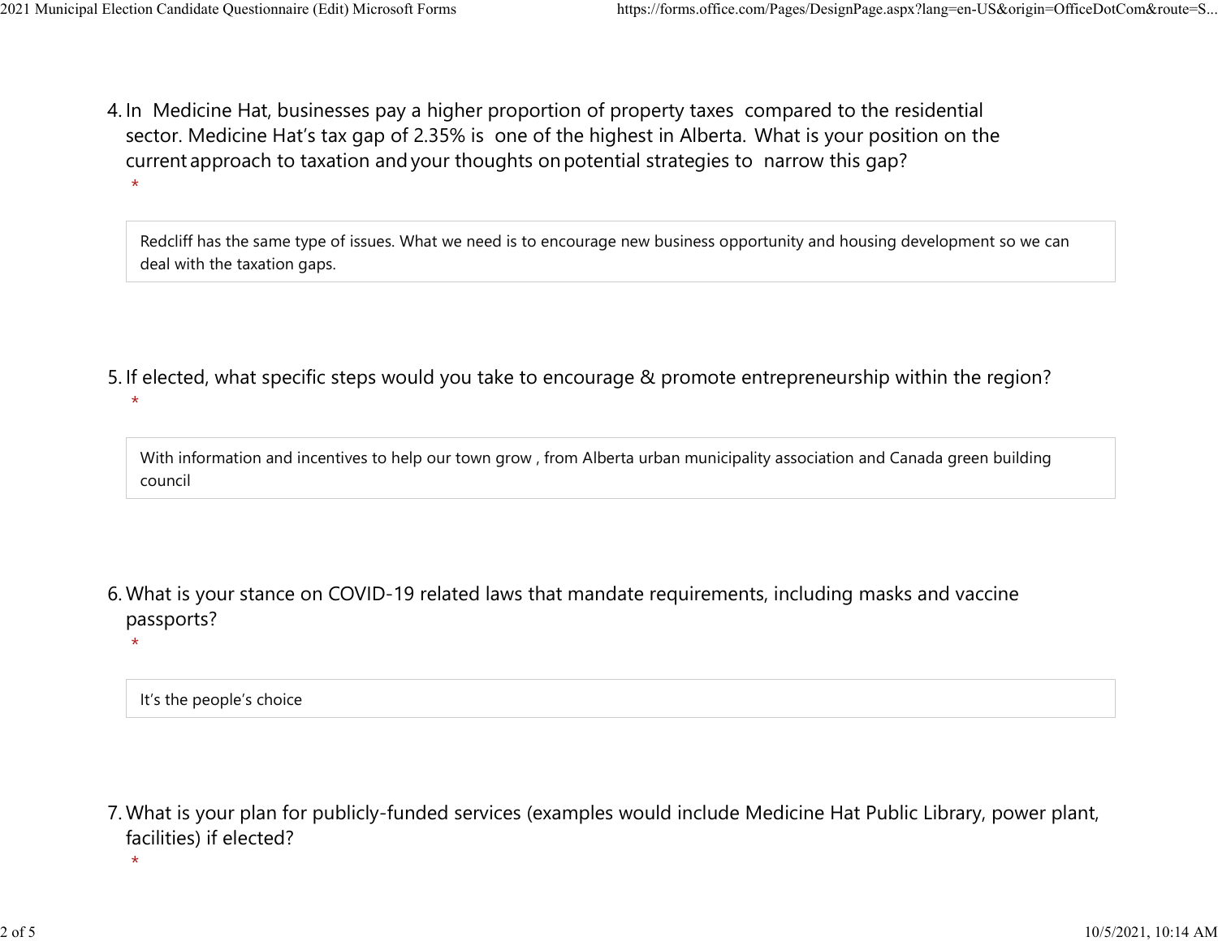4. In Medicine Hat, businesses pay a higher proportion of property taxes compared to the residential sector. Medicine Hat's tax gap of 2.35% is one of the highest in Alberta. What is your position on the current approach to taxation and your thoughts on potential strategies to narrow this gap?
   *

   > Redcliff has the same type of issues. What we need is to encourage new business opportunity and housing development so we can deal with the taxation gaps.

5. If elected, what specific steps would you take to encourage & promote entrepreneurship within the region?
   *

   > With information and incentives to help our town grow , from Alberta urban municipality association and Canada green building council

6. What is your stance on COVID-19 related laws that mandate requirements, including masks and vaccine passports?
   *

   > It's the people's choice

7. What is your plan for publicly-funded services (examples would include Medicine Hat Public Library, power plant, facilities) if elected?
   *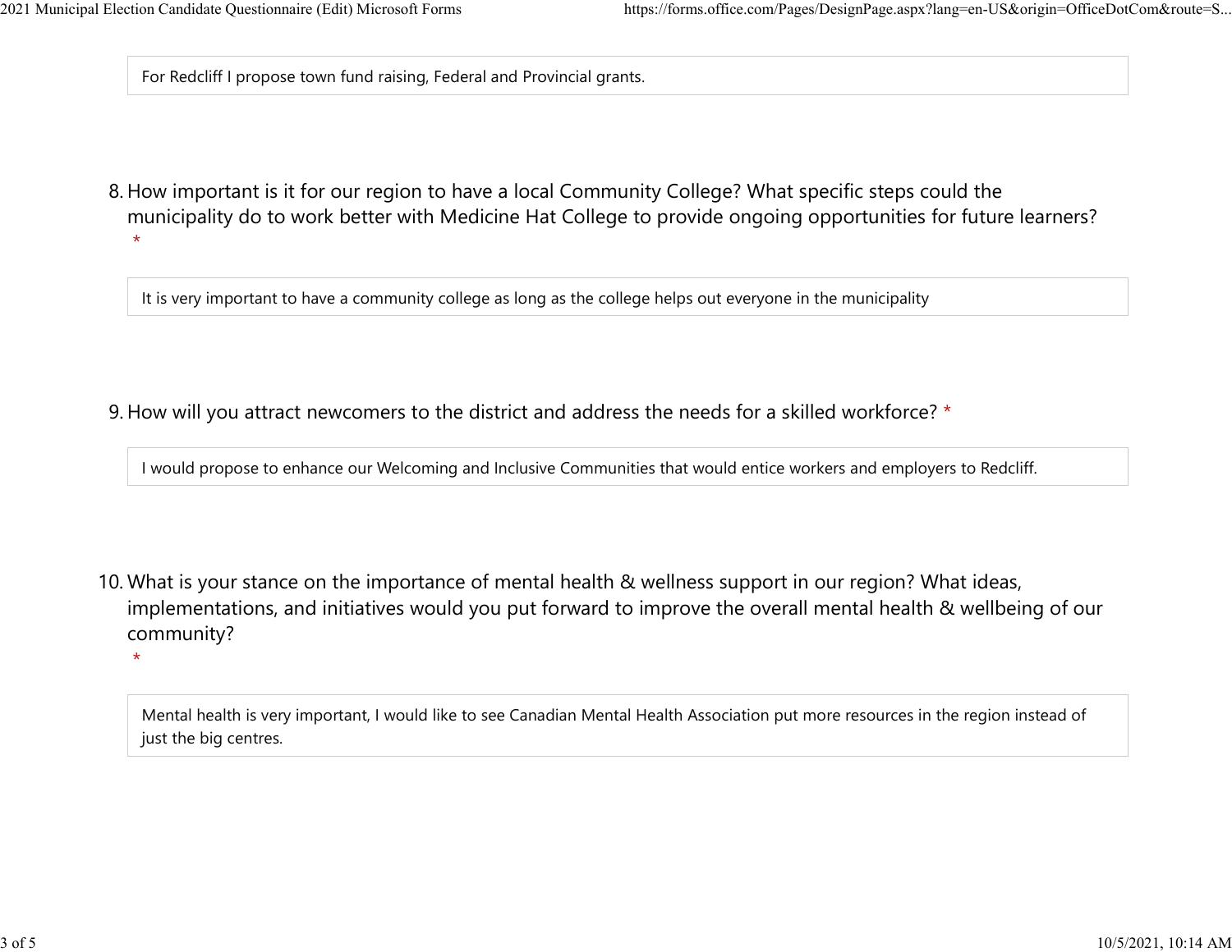For Redcliff I propose town fund raising, Federal and Provincial grants.

8. How important is it for our region to have a local Community College? What specific steps could the municipality do to work better with Medicine Hat College to provide ongoing opportunities for future learners? *

It is very important to have a community college as long as the college helps out everyone in the municipality

9. How will you attract newcomers to the district and address the needs for a skilled workforce? *

I would propose to enhance our Welcoming and Inclusive Communities that would entice workers and employers to Redcliff.

10. What is your stance on the importance of mental health & wellness support in our region? What ideas, implementations, and initiatives would you put forward to improve the overall mental health & wellbeing of our community? *

Mental health is very important, I would like to see Canadian Mental Health Association put more resources in the region instead of just the big centres.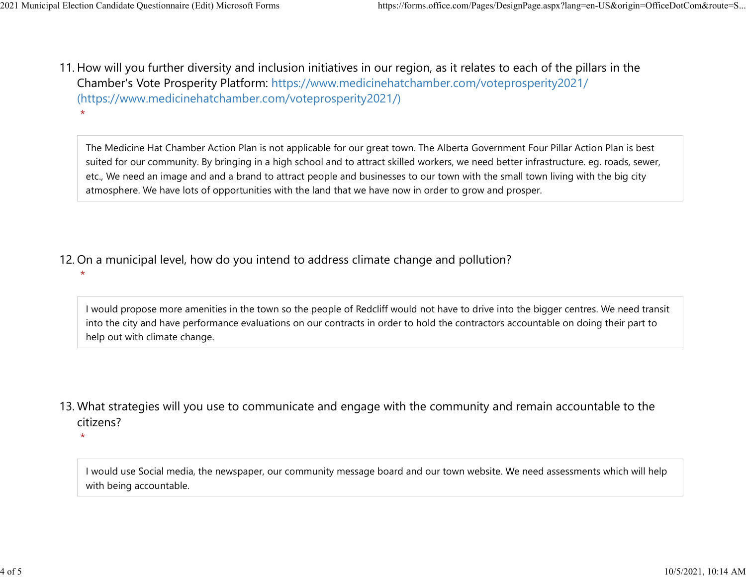11. How will you further diversity and inclusion initiatives in our region, as it relates to each of the pillars in the Chamber's Vote Prosperity Platform: https://www.medicinehatchamber.com/voteprosperity2021/ (https://www.medicinehatchamber.com/voteprosperity2021/)
*

> The Medicine Hat Chamber Action Plan is not applicable for our great town. The Alberta Government Four Pillar Action Plan is best suited for our community. By bringing in a high school and to attract skilled workers, we need better infrastructure. eg. roads, sewer, etc., We need an image and and a brand to attract people and businesses to our town with the small town living with the big city atmosphere. We have lots of opportunities with the land that we have now in order to grow and prosper.

12. On a municipal level, how do you intend to address climate change and pollution?
*

> I would propose more amenities in the town so the people of Redcliff would not have to drive into the bigger centres. We need transit into the city and have performance evaluations on our contracts in order to hold the contractors accountable on doing their part to help out with climate change.

13. What strategies will you use to communicate and engage with the community and remain accountable to the citizens?
*

> I would use Social media, the newspaper, our community message board and our town website. We need assessments which will help with being accountable.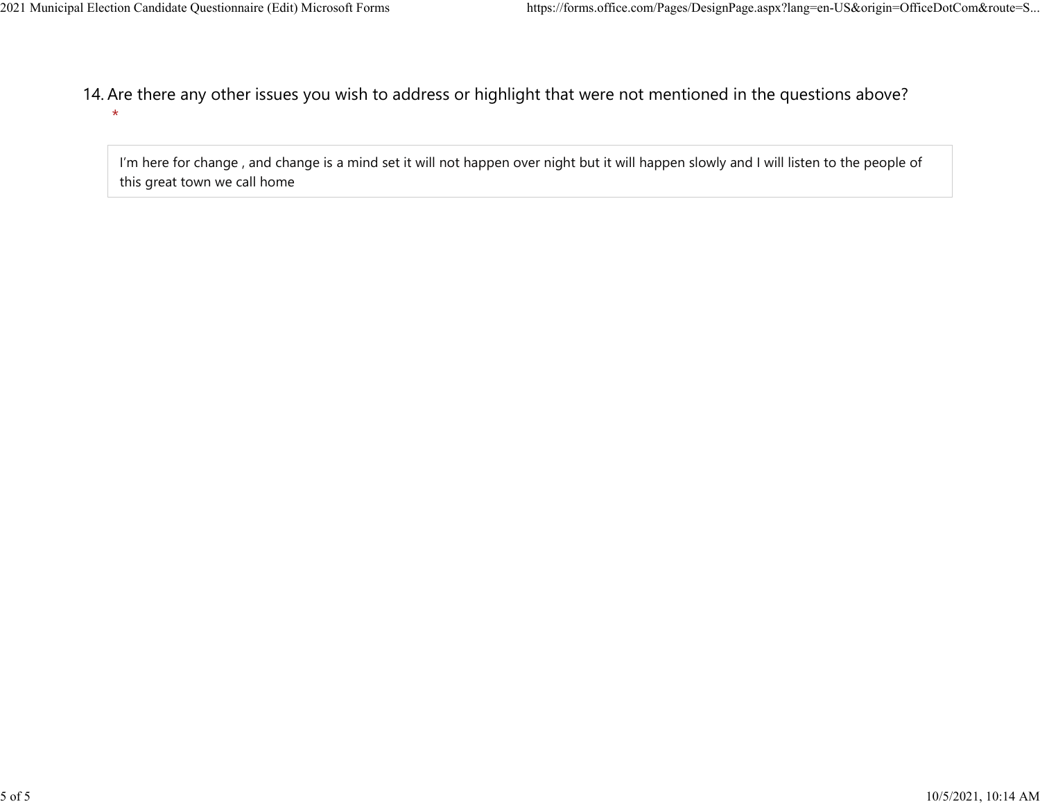14. Are there any other issues you wish to address or highlight that were not mentioned in the questions above?
*

I'm here for change , and change is a mind set it will not happen over night but it will happen slowly and I will listen to the people of this great town we call home